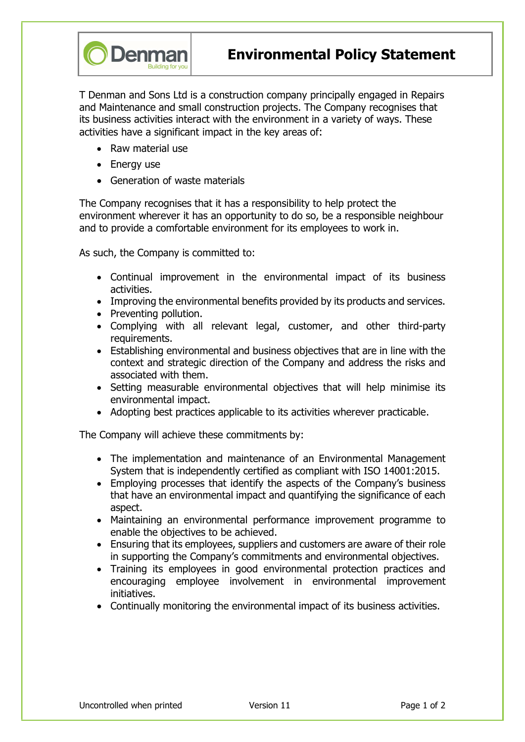# Environmental Policy Statement

T Denman and Sons Ltd is a construction company principally engaged in Repairs and Maintenance and small construction projects. The Company recognises that its business activities interact with the environment in a variety of ways. These activities have a significant impact in the key areas of:

- Raw material use
- Energy use
- Generation of waste materials

The Company recognises that it has a responsibility to help protect the environment wherever it has an opportunity to do so, be a responsible neighbour and to provide a comfortable environment for its employees to work in.

As such, the Company is committed to:

- Continual improvement in the environmental impact of its business activities.
- Improving the environmental benefits provided by its products and services.
- Preventing pollution.
- Complying with all relevant legal, customer, and other third-party requirements.
- Establishing environmental and business objectives that are in line with the context and strategic direction of the Company and address the risks and associated with them.
- Setting measurable environmental objectives that will help minimise its environmental impact.
- Adopting best practices applicable to its activities wherever practicable.

The Company will achieve these commitments by:

- The implementation and maintenance of an Environmental Management System that is independently certified as compliant with ISO 14001:2015.
- Employing processes that identify the aspects of the Company's business that have an environmental impact and quantifying the significance of each aspect.
- Maintaining an environmental performance improvement programme to enable the objectives to be achieved.
- Ensuring that its employees, suppliers and customers are aware of their role in supporting the Company's commitments and environmental objectives.
- Training its employees in good environmental protection practices and encouraging employee involvement in environmental improvement initiatives.
- Continually monitoring the environmental impact of its business activities.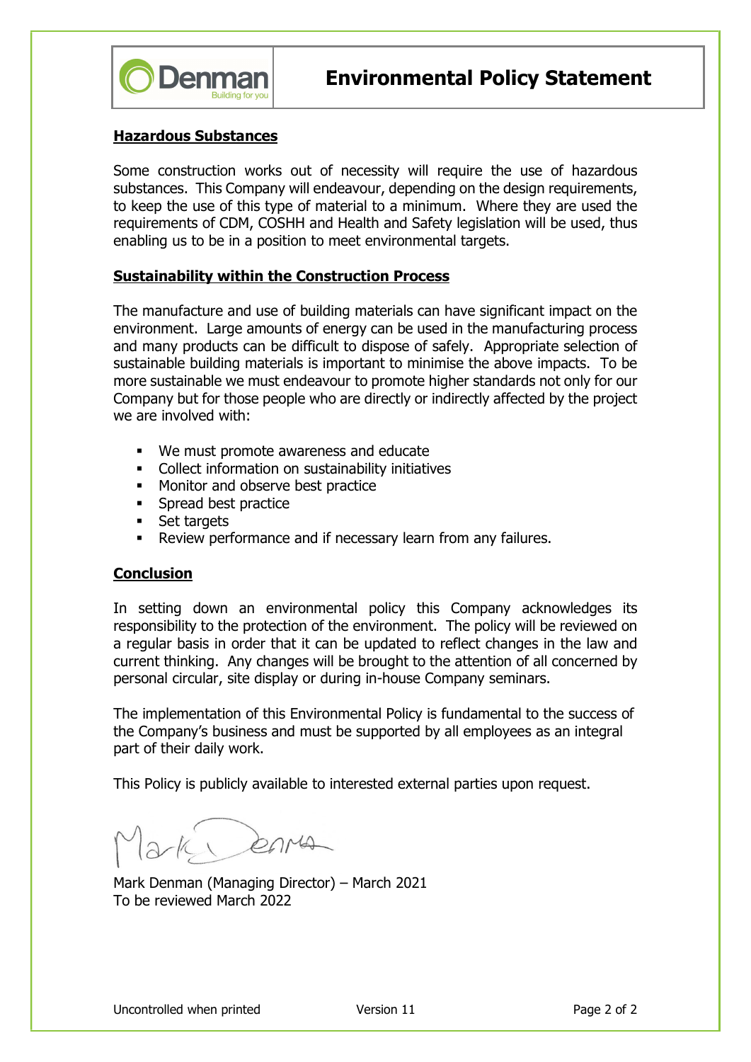## Hazardous Substances

Some construction works out of necessity will require the use of hazardous substances. This Company will endeavour, depending on the design requirements, to keep the use of this type of material to a minimum. Where they are used the requirements of CDM, COSHH and Health and Safety legislation will be used, thus enabling us to be in a position to meet environmental targets.

## Sustainability within the Construction Process

The manufacture and use of building materials can have significant impact on the environment. Large amounts of energy can be used in the manufacturing process and many products can be difficult to dispose of safely. Appropriate selection of sustainable building materials is important to minimise the above impacts. To be more sustainable we must endeavour to promote higher standards not only for our Company but for those people who are directly or indirectly affected by the project we are involved with:

- We must promote awareness and educate
- Collect information on sustainability initiatives
- Monitor and observe best practice
- Spread best practice
- Set targets
- Review performance and if necessary learn from any failures.

## Conclusion

In setting down an environmental policy this Company acknowledges its responsibility to the protection of the environment. The policy will be reviewed on a regular basis in order that it can be updated to reflect changes in the law and current thinking. Any changes will be brought to the attention of all concerned by personal circular, site display or during in-house Company seminars.

The implementation of this Environmental Policy is fundamental to the success of the Company's business and must be supported by all employees as an integral part of their daily work.

This Policy is publicly available to interested external parties upon request.

Mark Denman (Managing Director) – March 2021
To be reviewed March 2022

Uncontrolled when printed

Version 11